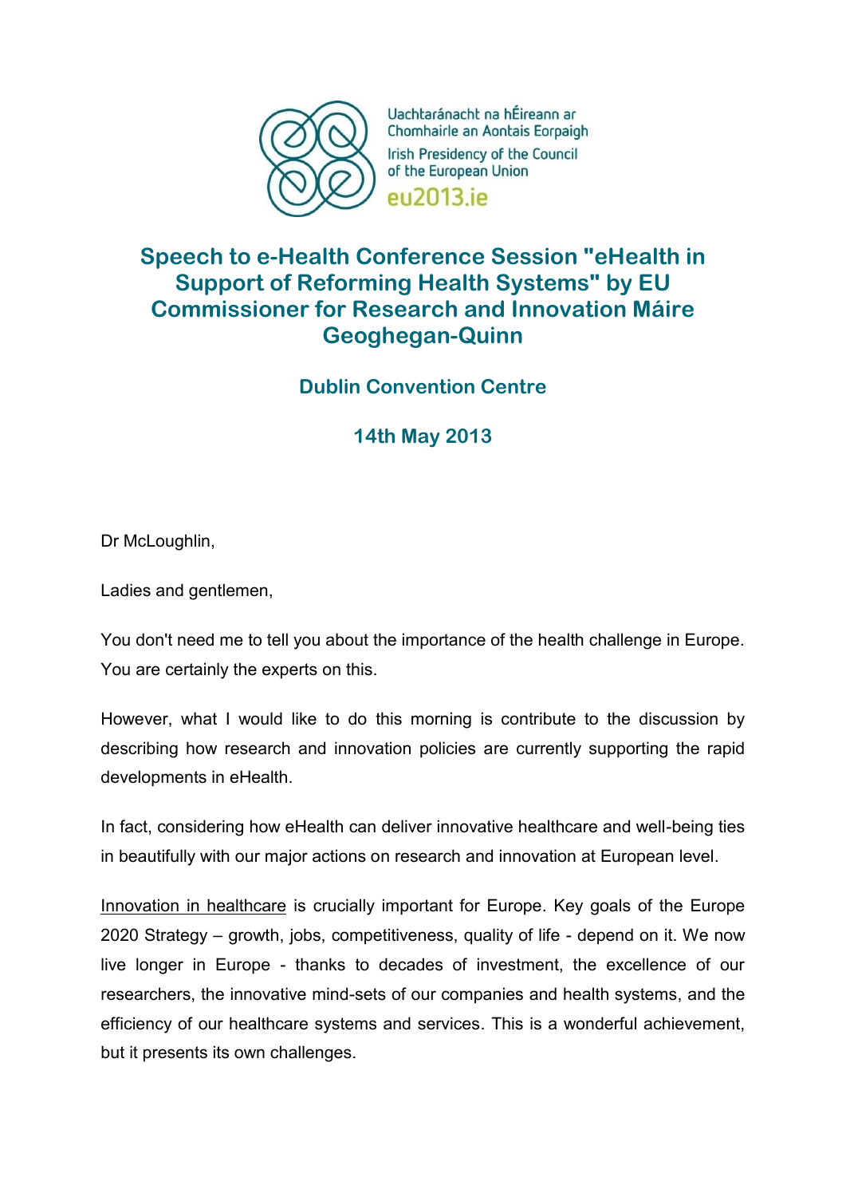Uachtaránacht na hÉireann ar Chomhairle an Aontais Eorpaigh

Irish Presidency of the Council of the European Union

eu2013.ie

# Speech to e-Health Conference Session "eHealth in Support of Reforming Health Systems" by EU Commissioner for Research and Innovation Máire Geoghegan-Quinn

## Dublin Convention Centre

## 14th May 2013

Dr McLoughlin,

Ladies and gentlemen,

You don't need me to tell you about the importance of the health challenge in Europe. You are certainly the experts on this.

However, what I would like to do this morning is contribute to the discussion by describing how research and innovation policies are currently supporting the rapid developments in eHealth.

In fact, considering how eHealth can deliver innovative healthcare and well-being ties in beautifully with our major actions on research and innovation at European level.

Innovation in healthcare is crucially important for Europe. Key goals of the Europe 2020 Strategy – growth, jobs, competitiveness, quality of life - depend on it. We now live longer in Europe - thanks to decades of investment, the excellence of our researchers, the innovative mind-sets of our companies and health systems, and the efficiency of our healthcare systems and services. This is a wonderful achievement, but it presents its own challenges.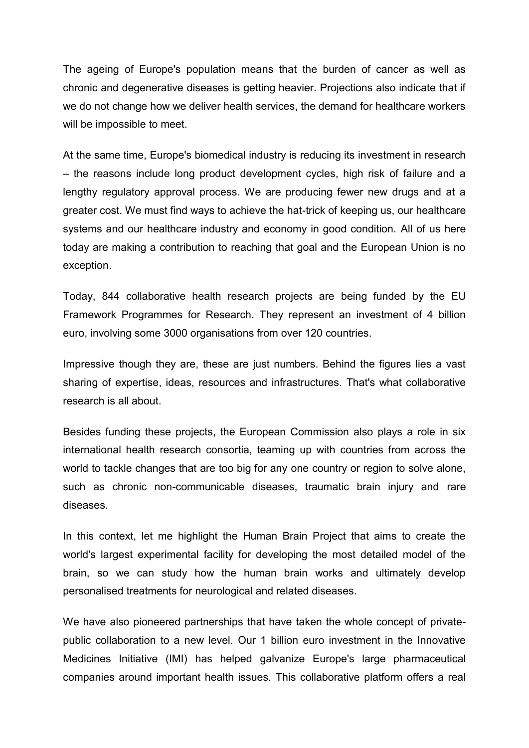The ageing of Europe's population means that the burden of cancer as well as chronic and degenerative diseases is getting heavier. Projections also indicate that if we do not change how we deliver health services, the demand for healthcare workers will be impossible to meet.

At the same time, Europe's biomedical industry is reducing its investment in research – the reasons include long product development cycles, high risk of failure and a lengthy regulatory approval process. We are producing fewer new drugs and at a greater cost. We must find ways to achieve the hat-trick of keeping us, our healthcare systems and our healthcare industry and economy in good condition. All of us here today are making a contribution to reaching that goal and the European Union is no exception.

Today, 844 collaborative health research projects are being funded by the EU Framework Programmes for Research. They represent an investment of 4 billion euro, involving some 3000 organisations from over 120 countries.

Impressive though they are, these are just numbers. Behind the figures lies a vast sharing of expertise, ideas, resources and infrastructures. That's what collaborative research is all about.

Besides funding these projects, the European Commission also plays a role in six international health research consortia, teaming up with countries from across the world to tackle changes that are too big for any one country or region to solve alone, such as chronic non-communicable diseases, traumatic brain injury and rare diseases.

In this context, let me highlight the Human Brain Project that aims to create the world's largest experimental facility for developing the most detailed model of the brain, so we can study how the human brain works and ultimately develop personalised treatments for neurological and related diseases.

We have also pioneered partnerships that have taken the whole concept of private-public collaboration to a new level. Our 1 billion euro investment in the Innovative Medicines Initiative (IMI) has helped galvanize Europe's large pharmaceutical companies around important health issues. This collaborative platform offers a real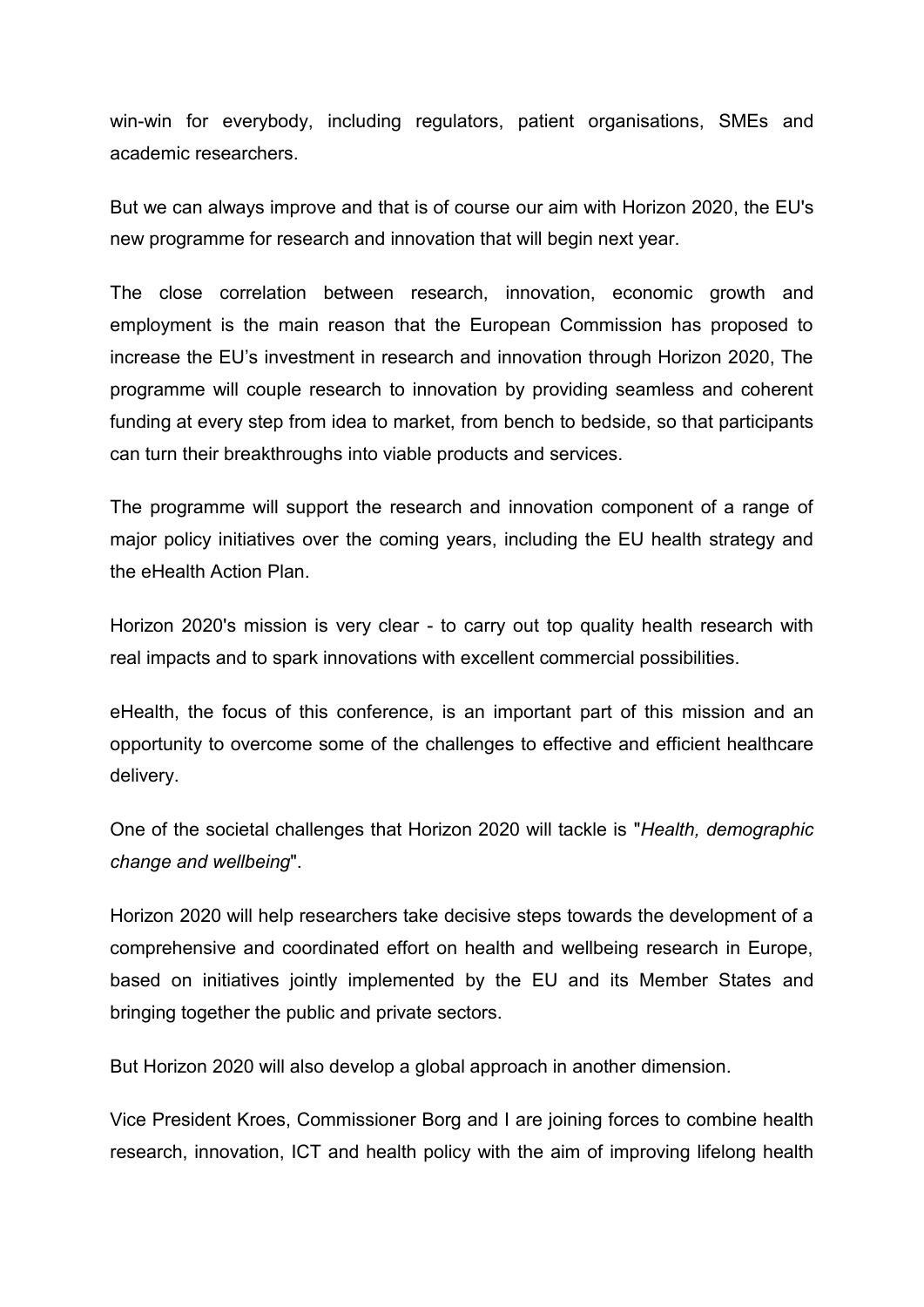win-win for everybody, including regulators, patient organisations, SMEs and academic researchers.

But we can always improve and that is of course our aim with Horizon 2020, the EU's new programme for research and innovation that will begin next year.

The close correlation between research, innovation, economic growth and employment is the main reason that the European Commission has proposed to increase the EU's investment in research and innovation through Horizon 2020, The programme will couple research to innovation by providing seamless and coherent funding at every step from idea to market, from bench to bedside, so that participants can turn their breakthroughs into viable products and services.

The programme will support the research and innovation component of a range of major policy initiatives over the coming years, including the EU health strategy and the eHealth Action Plan.

Horizon 2020's mission is very clear - to carry out top quality health research with real impacts and to spark innovations with excellent commercial possibilities.

eHealth, the focus of this conference, is an important part of this mission and an opportunity to overcome some of the challenges to effective and efficient healthcare delivery.

One of the societal challenges that Horizon 2020 will tackle is "*Health, demographic change and wellbeing*".

Horizon 2020 will help researchers take decisive steps towards the development of a comprehensive and coordinated effort on health and wellbeing research in Europe, based on initiatives jointly implemented by the EU and its Member States and bringing together the public and private sectors.

But Horizon 2020 will also develop a global approach in another dimension.

Vice President Kroes, Commissioner Borg and I are joining forces to combine health research, innovation, ICT and health policy with the aim of improving lifelong health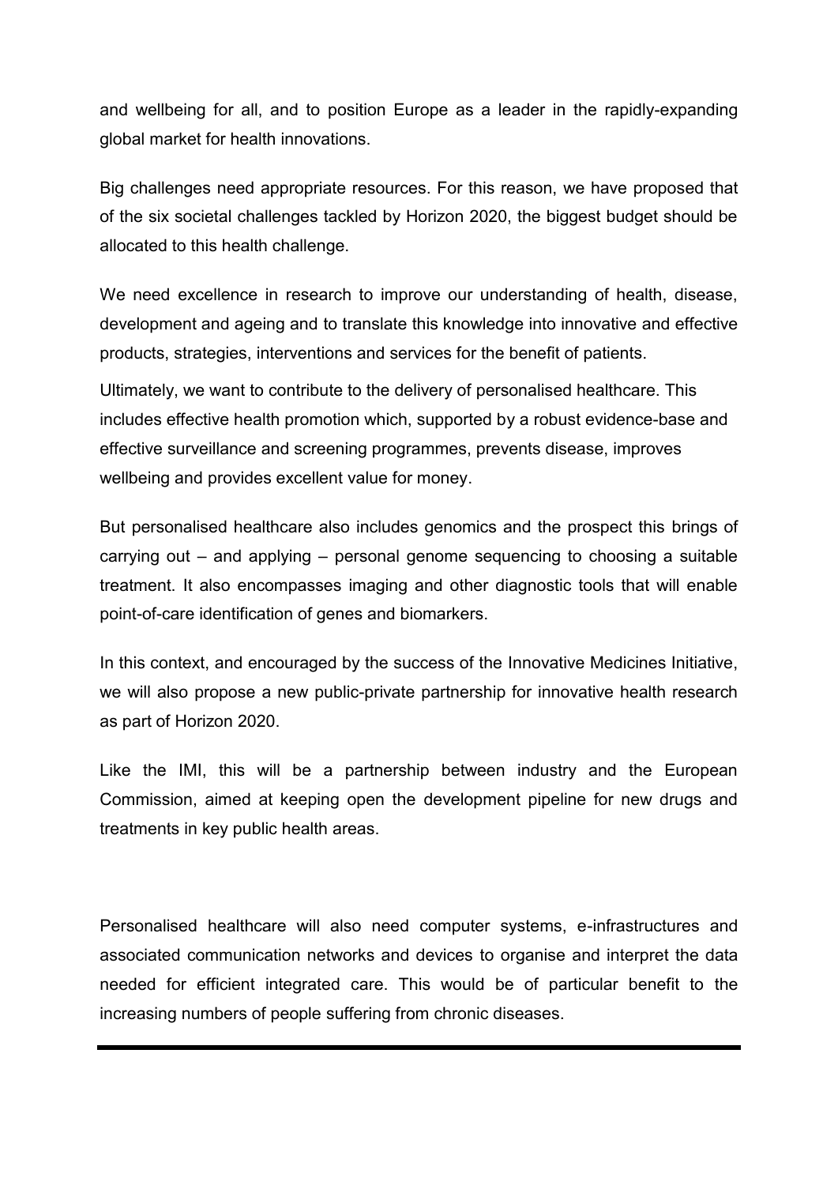and wellbeing for all, and to position Europe as a leader in the rapidly-expanding global market for health innovations.

Big challenges need appropriate resources. For this reason, we have proposed that of the six societal challenges tackled by Horizon 2020, the biggest budget should be allocated to this health challenge.

We need excellence in research to improve our understanding of health, disease, development and ageing and to translate this knowledge into innovative and effective products, strategies, interventions and services for the benefit of patients.

Ultimately, we want to contribute to the delivery of personalised healthcare. This includes effective health promotion which, supported by a robust evidence-base and effective surveillance and screening programmes, prevents disease, improves wellbeing and provides excellent value for money.

But personalised healthcare also includes genomics and the prospect this brings of carrying out – and applying – personal genome sequencing to choosing a suitable treatment. It also encompasses imaging and other diagnostic tools that will enable point-of-care identification of genes and biomarkers.

In this context, and encouraged by the success of the Innovative Medicines Initiative, we will also propose a new public-private partnership for innovative health research as part of Horizon 2020.

Like the IMI, this will be a partnership between industry and the European Commission, aimed at keeping open the development pipeline for new drugs and treatments in key public health areas.

Personalised healthcare will also need computer systems, e-infrastructures and associated communication networks and devices to organise and interpret the data needed for efficient integrated care. This would be of particular benefit to the increasing numbers of people suffering from chronic diseases.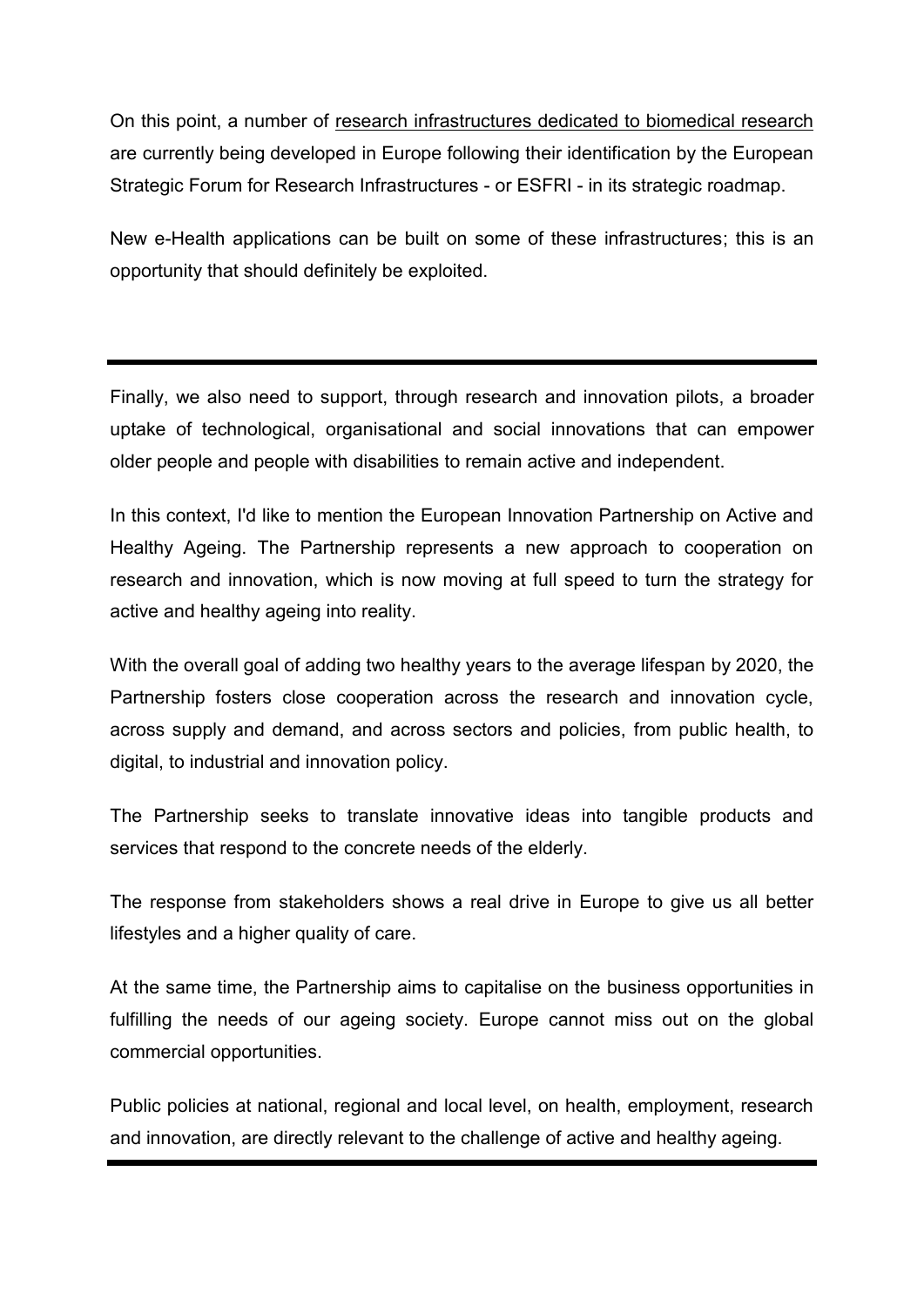On this point, a number of research infrastructures dedicated to biomedical research are currently being developed in Europe following their identification by the European Strategic Forum for Research Infrastructures - or ESFRI - in its strategic roadmap.

New e-Health applications can be built on some of these infrastructures; this is an opportunity that should definitely be exploited.

---

Finally, we also need to support, through research and innovation pilots, a broader uptake of technological, organisational and social innovations that can empower older people and people with disabilities to remain active and independent.

In this context, I'd like to mention the European Innovation Partnership on Active and Healthy Ageing. The Partnership represents a new approach to cooperation on research and innovation, which is now moving at full speed to turn the strategy for active and healthy ageing into reality.

With the overall goal of adding two healthy years to the average lifespan by 2020, the Partnership fosters close cooperation across the research and innovation cycle, across supply and demand, and across sectors and policies, from public health, to digital, to industrial and innovation policy.

The Partnership seeks to translate innovative ideas into tangible products and services that respond to the concrete needs of the elderly.

The response from stakeholders shows a real drive in Europe to give us all better lifestyles and a higher quality of care.

At the same time, the Partnership aims to capitalise on the business opportunities in fulfilling the needs of our ageing society. Europe cannot miss out on the global commercial opportunities.

Public policies at national, regional and local level, on health, employment, research and innovation, are directly relevant to the challenge of active and healthy ageing.

---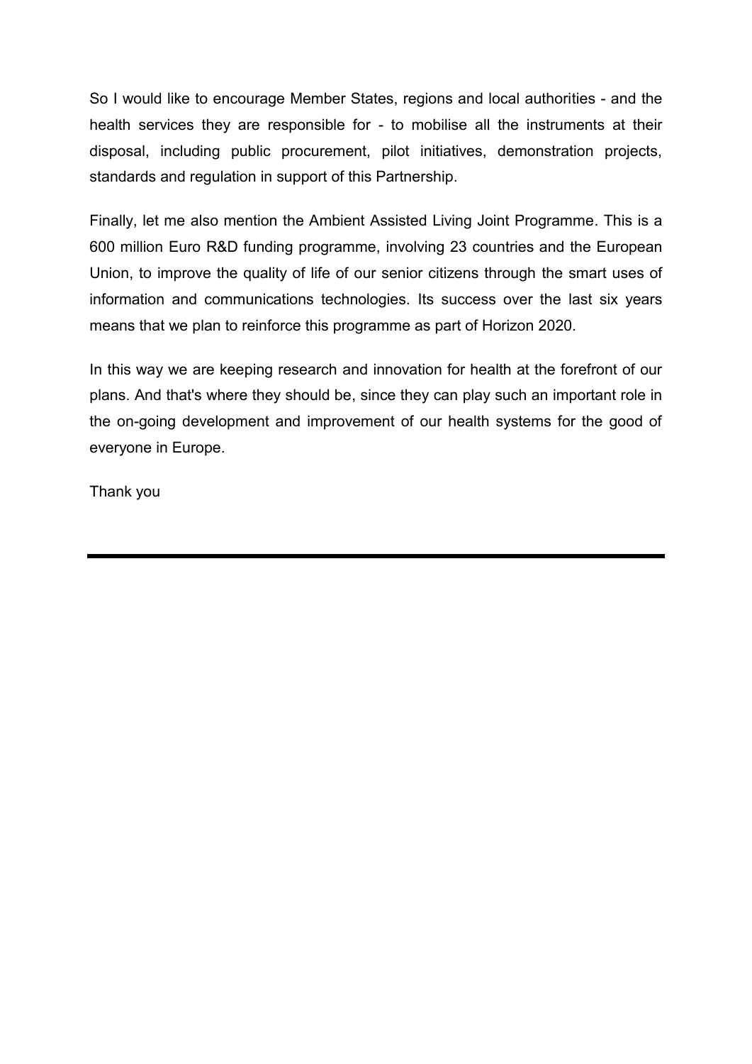So I would like to encourage Member States, regions and local authorities - and the health services they are responsible for - to mobilise all the instruments at their disposal, including public procurement, pilot initiatives, demonstration projects, standards and regulation in support of this Partnership.

Finally, let me also mention the Ambient Assisted Living Joint Programme. This is a 600 million Euro R&D funding programme, involving 23 countries and the European Union, to improve the quality of life of our senior citizens through the smart uses of information and communications technologies. Its success over the last six years means that we plan to reinforce this programme as part of Horizon 2020.

In this way we are keeping research and innovation for health at the forefront of our plans. And that's where they should be, since they can play such an important role in the on-going development and improvement of our health systems for the good of everyone in Europe.

Thank you